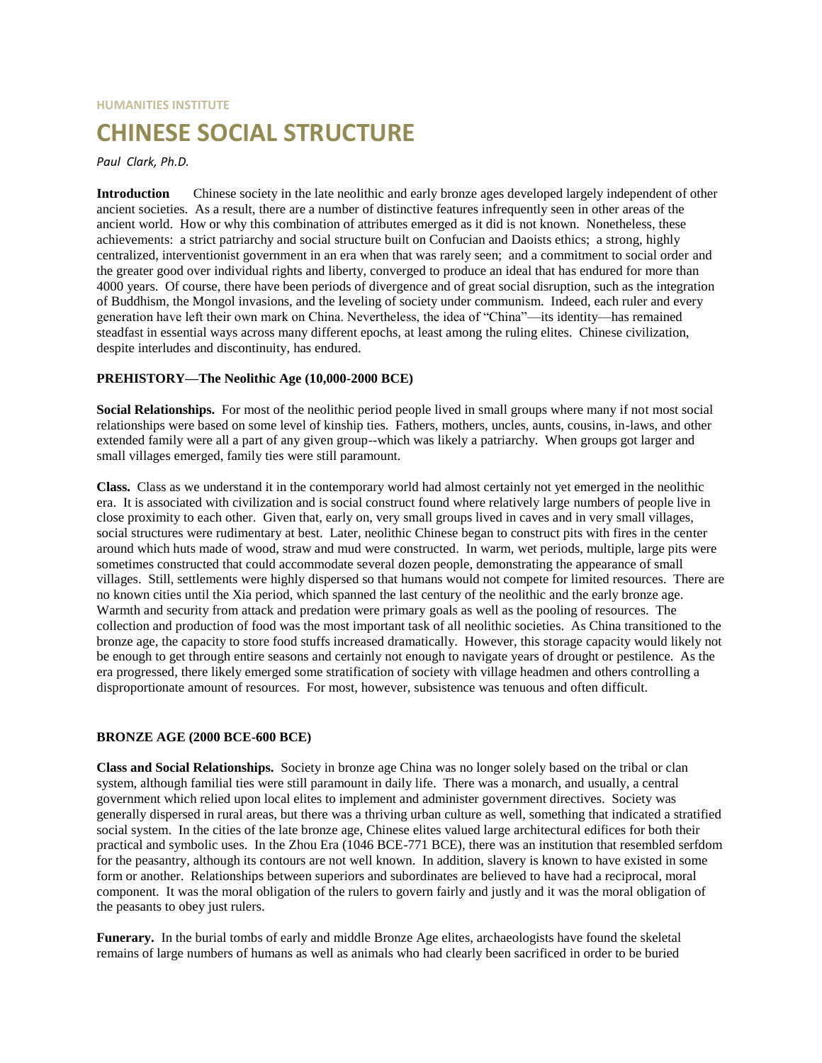HUMANITIES INSTITUTE

# CHINESE SOCIAL STRUCTURE

*Paul Clark, Ph.D.*

**Introduction** Chinese society in the late neolithic and early bronze ages developed largely independent of other ancient societies. As a result, there are a number of distinctive features infrequently seen in other areas of the ancient world. How or why this combination of attributes emerged as it did is not known. Nonetheless, these achievements: a strict patriarchy and social structure built on Confucian and Daoists ethics; a strong, highly centralized, interventionist government in an era when that was rarely seen; and a commitment to social order and the greater good over individual rights and liberty, converged to produce an ideal that has endured for more than 4000 years. Of course, there have been periods of divergence and of great social disruption, such as the integration of Buddhism, the Mongol invasions, and the leveling of society under communism. Indeed, each ruler and every generation have left their own mark on China. Nevertheless, the idea of "China"—its identity—has remained steadfast in essential ways across many different epochs, at least among the ruling elites. Chinese civilization, despite interludes and discontinuity, has endured.

## PREHISTORY—The Neolithic Age (10,000-2000 BCE)

**Social Relationships.** For most of the neolithic period people lived in small groups where many if not most social relationships were based on some level of kinship ties. Fathers, mothers, uncles, aunts, cousins, in-laws, and other extended family were all a part of any given group--which was likely a patriarchy. When groups got larger and small villages emerged, family ties were still paramount.

**Class.** Class as we understand it in the contemporary world had almost certainly not yet emerged in the neolithic era. It is associated with civilization and is social construct found where relatively large numbers of people live in close proximity to each other. Given that, early on, very small groups lived in caves and in very small villages, social structures were rudimentary at best. Later, neolithic Chinese began to construct pits with fires in the center around which huts made of wood, straw and mud were constructed. In warm, wet periods, multiple, large pits were sometimes constructed that could accommodate several dozen people, demonstrating the appearance of small villages. Still, settlements were highly dispersed so that humans would not compete for limited resources. There are no known cities until the Xia period, which spanned the last century of the neolithic and the early bronze age. Warmth and security from attack and predation were primary goals as well as the pooling of resources. The collection and production of food was the most important task of all neolithic societies. As China transitioned to the bronze age, the capacity to store food stuffs increased dramatically. However, this storage capacity would likely not be enough to get through entire seasons and certainly not enough to navigate years of drought or pestilence. As the era progressed, there likely emerged some stratification of society with village headmen and others controlling a disproportionate amount of resources. For most, however, subsistence was tenuous and often difficult.

## BRONZE AGE (2000 BCE-600 BCE)

**Class and Social Relationships.** Society in bronze age China was no longer solely based on the tribal or clan system, although familial ties were still paramount in daily life. There was a monarch, and usually, a central government which relied upon local elites to implement and administer government directives. Society was generally dispersed in rural areas, but there was a thriving urban culture as well, something that indicated a stratified social system. In the cities of the late bronze age, Chinese elites valued large architectural edifices for both their practical and symbolic uses. In the Zhou Era (1046 BCE-771 BCE), there was an institution that resembled serfdom for the peasantry, although its contours are not well known. In addition, slavery is known to have existed in some form or another. Relationships between superiors and subordinates are believed to have had a reciprocal, moral component. It was the moral obligation of the rulers to govern fairly and justly and it was the moral obligation of the peasants to obey just rulers.

**Funerary.** In the burial tombs of early and middle Bronze Age elites, archaeologists have found the skeletal remains of large numbers of humans as well as animals who had clearly been sacrificed in order to be buried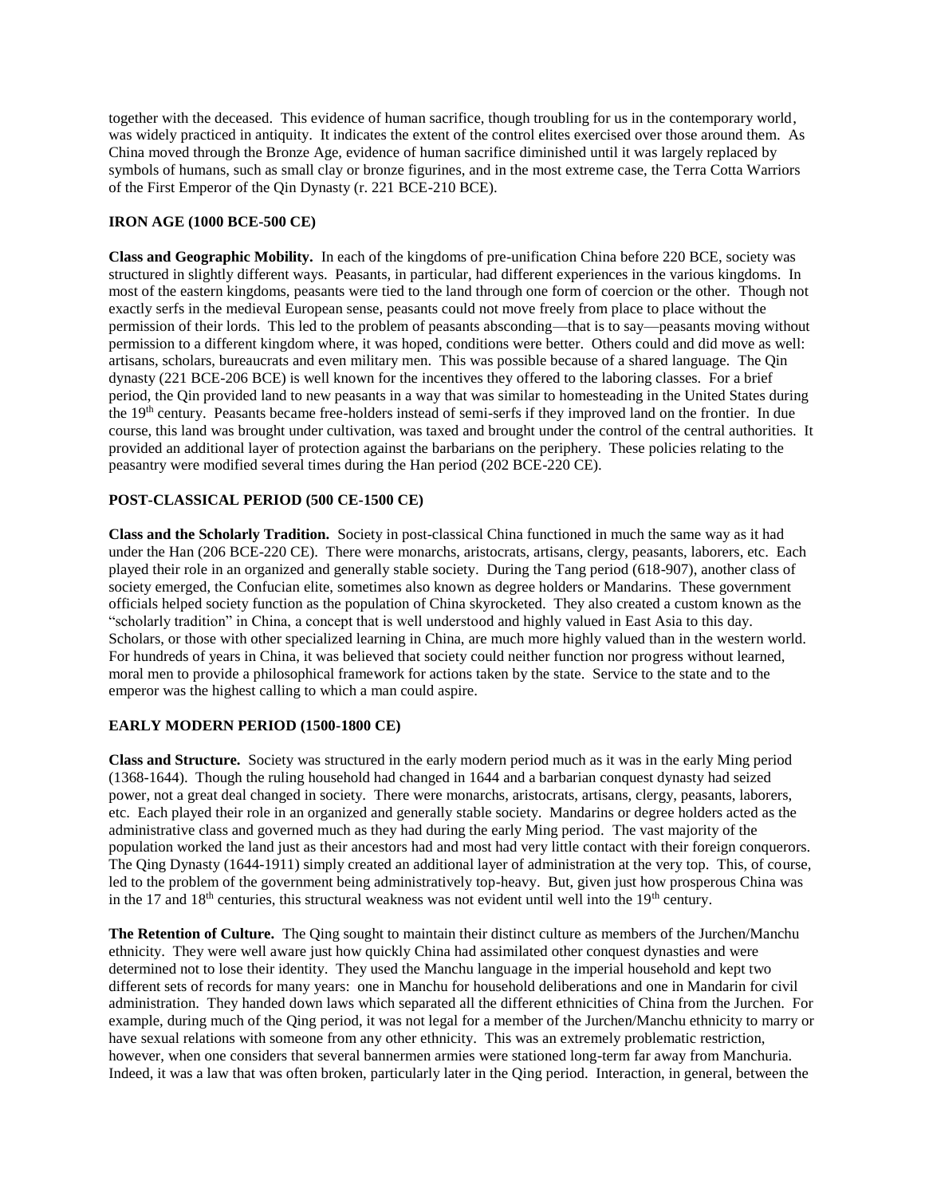together with the deceased. This evidence of human sacrifice, though troubling for us in the contemporary world, was widely practiced in antiquity. It indicates the extent of the control elites exercised over those around them. As China moved through the Bronze Age, evidence of human sacrifice diminished until it was largely replaced by symbols of humans, such as small clay or bronze figurines, and in the most extreme case, the Terra Cotta Warriors of the First Emperor of the Qin Dynasty (r. 221 BCE-210 BCE).

## IRON AGE (1000 BCE-500 CE)

**Class and Geographic Mobility.** In each of the kingdoms of pre-unification China before 220 BCE, society was structured in slightly different ways. Peasants, in particular, had different experiences in the various kingdoms. In most of the eastern kingdoms, peasants were tied to the land through one form of coercion or the other. Though not exactly serfs in the medieval European sense, peasants could not move freely from place to place without the permission of their lords. This led to the problem of peasants absconding—that is to say—peasants moving without permission to a different kingdom where, it was hoped, conditions were better. Others could and did move as well: artisans, scholars, bureaucrats and even military men. This was possible because of a shared language. The Qin dynasty (221 BCE-206 BCE) is well known for the incentives they offered to the laboring classes. For a brief period, the Qin provided land to new peasants in a way that was similar to homesteading in the United States during the 19th century. Peasants became free-holders instead of semi-serfs if they improved land on the frontier. In due course, this land was brought under cultivation, was taxed and brought under the control of the central authorities. It provided an additional layer of protection against the barbarians on the periphery. These policies relating to the peasantry were modified several times during the Han period (202 BCE-220 CE).

## POST-CLASSICAL PERIOD (500 CE-1500 CE)

**Class and the Scholarly Tradition.** Society in post-classical China functioned in much the same way as it had under the Han (206 BCE-220 CE). There were monarchs, aristocrats, artisans, clergy, peasants, laborers, etc. Each played their role in an organized and generally stable society. During the Tang period (618-907), another class of society emerged, the Confucian elite, sometimes also known as degree holders or Mandarins. These government officials helped society function as the population of China skyrocketed. They also created a custom known as the "scholarly tradition" in China, a concept that is well understood and highly valued in East Asia to this day. Scholars, or those with other specialized learning in China, are much more highly valued than in the western world. For hundreds of years in China, it was believed that society could neither function nor progress without learned, moral men to provide a philosophical framework for actions taken by the state. Service to the state and to the emperor was the highest calling to which a man could aspire.

## EARLY MODERN PERIOD (1500-1800 CE)

**Class and Structure.** Society was structured in the early modern period much as it was in the early Ming period (1368-1644). Though the ruling household had changed in 1644 and a barbarian conquest dynasty had seized power, not a great deal changed in society. There were monarchs, aristocrats, artisans, clergy, peasants, laborers, etc. Each played their role in an organized and generally stable society. Mandarins or degree holders acted as the administrative class and governed much as they had during the early Ming period. The vast majority of the population worked the land just as their ancestors had and most had very little contact with their foreign conquerors. The Qing Dynasty (1644-1911) simply created an additional layer of administration at the very top. This, of course, led to the problem of the government being administratively top-heavy. But, given just how prosperous China was in the 17 and 18th centuries, this structural weakness was not evident until well into the 19th century.

**The Retention of Culture.** The Qing sought to maintain their distinct culture as members of the Jurchen/Manchu ethnicity. They were well aware just how quickly China had assimilated other conquest dynasties and were determined not to lose their identity. They used the Manchu language in the imperial household and kept two different sets of records for many years: one in Manchu for household deliberations and one in Mandarin for civil administration. They handed down laws which separated all the different ethnicities of China from the Jurchen. For example, during much of the Qing period, it was not legal for a member of the Jurchen/Manchu ethnicity to marry or have sexual relations with someone from any other ethnicity. This was an extremely problematic restriction, however, when one considers that several bannermen armies were stationed long-term far away from Manchuria. Indeed, it was a law that was often broken, particularly later in the Qing period. Interaction, in general, between the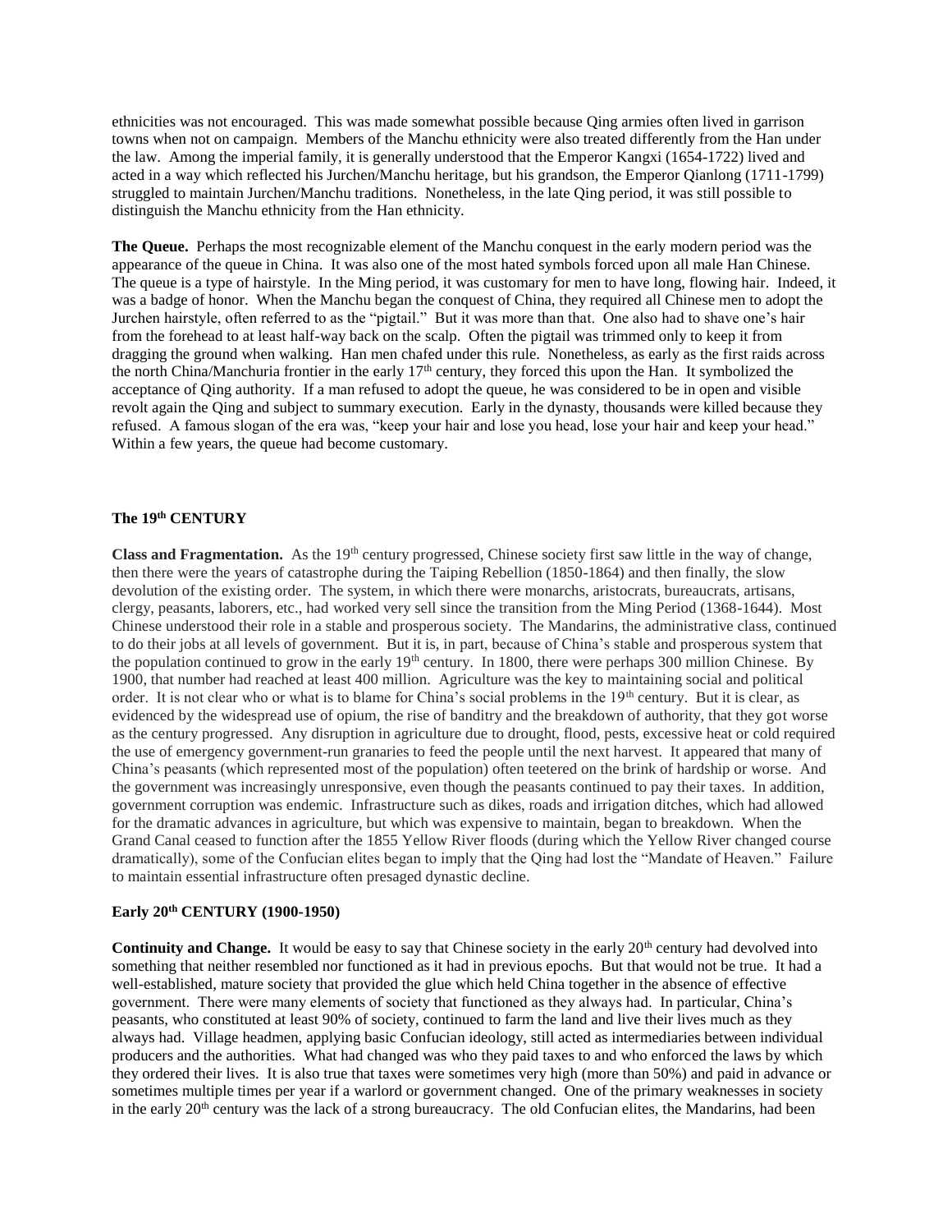ethnicities was not encouraged. This was made somewhat possible because Qing armies often lived in garrison towns when not on campaign. Members of the Manchu ethnicity were also treated differently from the Han under the law. Among the imperial family, it is generally understood that the Emperor Kangxi (1654-1722) lived and acted in a way which reflected his Jurchen/Manchu heritage, but his grandson, the Emperor Qianlong (1711-1799) struggled to maintain Jurchen/Manchu traditions. Nonetheless, in the late Qing period, it was still possible to distinguish the Manchu ethnicity from the Han ethnicity.

**The Queue.** Perhaps the most recognizable element of the Manchu conquest in the early modern period was the appearance of the queue in China. It was also one of the most hated symbols forced upon all male Han Chinese. The queue is a type of hairstyle. In the Ming period, it was customary for men to have long, flowing hair. Indeed, it was a badge of honor. When the Manchu began the conquest of China, they required all Chinese men to adopt the Jurchen hairstyle, often referred to as the "pigtail." But it was more than that. One also had to shave one's hair from the forehead to at least half-way back on the scalp. Often the pigtail was trimmed only to keep it from dragging the ground when walking. Han men chafed under this rule. Nonetheless, as early as the first raids across the north China/Manchuria frontier in the early 17th century, they forced this upon the Han. It symbolized the acceptance of Qing authority. If a man refused to adopt the queue, he was considered to be in open and visible revolt again the Qing and subject to summary execution. Early in the dynasty, thousands were killed because they refused. A famous slogan of the era was, "keep your hair and lose you head, lose your hair and keep your head." Within a few years, the queue had become customary.

## The 19th CENTURY

**Class and Fragmentation.** As the 19th century progressed, Chinese society first saw little in the way of change, then there were the years of catastrophe during the Taiping Rebellion (1850-1864) and then finally, the slow devolution of the existing order. The system, in which there were monarchs, aristocrats, bureaucrats, artisans, clergy, peasants, laborers, etc., had worked very sell since the transition from the Ming Period (1368-1644). Most Chinese understood their role in a stable and prosperous society. The Mandarins, the administrative class, continued to do their jobs at all levels of government. But it is, in part, because of China's stable and prosperous system that the population continued to grow in the early 19th century. In 1800, there were perhaps 300 million Chinese. By 1900, that number had reached at least 400 million. Agriculture was the key to maintaining social and political order. It is not clear who or what is to blame for China's social problems in the 19th century. But it is clear, as evidenced by the widespread use of opium, the rise of banditry and the breakdown of authority, that they got worse as the century progressed. Any disruption in agriculture due to drought, flood, pests, excessive heat or cold required the use of emergency government-run granaries to feed the people until the next harvest. It appeared that many of China's peasants (which represented most of the population) often teetered on the brink of hardship or worse. And the government was increasingly unresponsive, even though the peasants continued to pay their taxes. In addition, government corruption was endemic. Infrastructure such as dikes, roads and irrigation ditches, which had allowed for the dramatic advances in agriculture, but which was expensive to maintain, began to breakdown. When the Grand Canal ceased to function after the 1855 Yellow River floods (during which the Yellow River changed course dramatically), some of the Confucian elites began to imply that the Qing had lost the "Mandate of Heaven." Failure to maintain essential infrastructure often presaged dynastic decline.

## Early 20th CENTURY (1900-1950)

**Continuity and Change.** It would be easy to say that Chinese society in the early 20th century had devolved into something that neither resembled nor functioned as it had in previous epochs. But that would not be true. It had a well-established, mature society that provided the glue which held China together in the absence of effective government. There were many elements of society that functioned as they always had. In particular, China's peasants, who constituted at least 90% of society, continued to farm the land and live their lives much as they always had. Village headmen, applying basic Confucian ideology, still acted as intermediaries between individual producers and the authorities. What had changed was who they paid taxes to and who enforced the laws by which they ordered their lives. It is also true that taxes were sometimes very high (more than 50%) and paid in advance or sometimes multiple times per year if a warlord or government changed. One of the primary weaknesses in society in the early 20th century was the lack of a strong bureaucracy. The old Confucian elites, the Mandarins, had been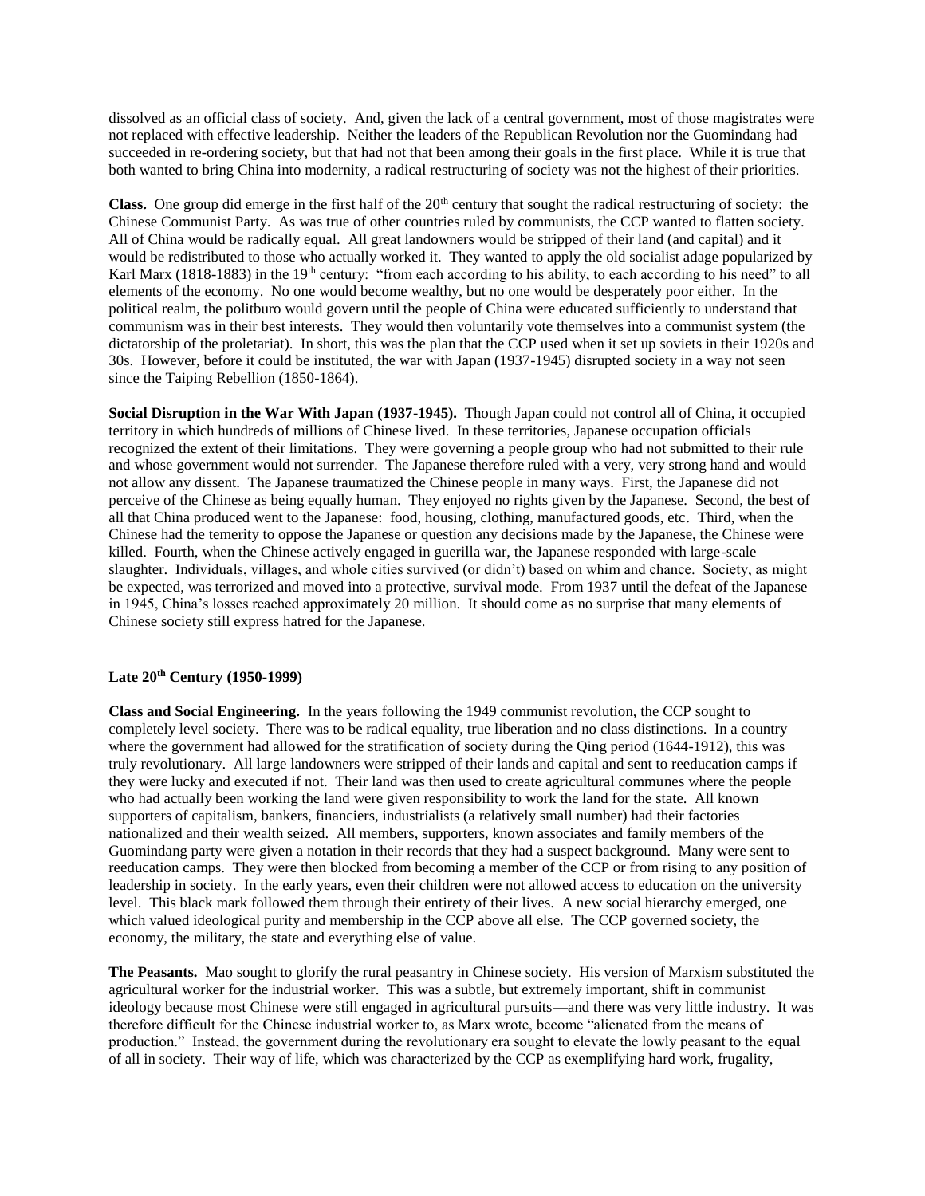dissolved as an official class of society. And, given the lack of a central government, most of those magistrates were not replaced with effective leadership. Neither the leaders of the Republican Revolution nor the Guomindang had succeeded in re-ordering society, but that had not that been among their goals in the first place. While it is true that both wanted to bring China into modernity, a radical restructuring of society was not the highest of their priorities.

**Class.** One group did emerge in the first half of the 20th century that sought the radical restructuring of society: the Chinese Communist Party. As was true of other countries ruled by communists, the CCP wanted to flatten society. All of China would be radically equal. All great landowners would be stripped of their land (and capital) and it would be redistributed to those who actually worked it. They wanted to apply the old socialist adage popularized by Karl Marx (1818-1883) in the 19th century: "from each according to his ability, to each according to his need" to all elements of the economy. No one would become wealthy, but no one would be desperately poor either. In the political realm, the politburo would govern until the people of China were educated sufficiently to understand that communism was in their best interests. They would then voluntarily vote themselves into a communist system (the dictatorship of the proletariat). In short, this was the plan that the CCP used when it set up soviets in their 1920s and 30s. However, before it could be instituted, the war with Japan (1937-1945) disrupted society in a way not seen since the Taiping Rebellion (1850-1864).

**Social Disruption in the War With Japan (1937-1945).** Though Japan could not control all of China, it occupied territory in which hundreds of millions of Chinese lived. In these territories, Japanese occupation officials recognized the extent of their limitations. They were governing a people group who had not submitted to their rule and whose government would not surrender. The Japanese therefore ruled with a very, very strong hand and would not allow any dissent. The Japanese traumatized the Chinese people in many ways. First, the Japanese did not perceive of the Chinese as being equally human. They enjoyed no rights given by the Japanese. Second, the best of all that China produced went to the Japanese: food, housing, clothing, manufactured goods, etc. Third, when the Chinese had the temerity to oppose the Japanese or question any decisions made by the Japanese, the Chinese were killed. Fourth, when the Chinese actively engaged in guerilla war, the Japanese responded with large-scale slaughter. Individuals, villages, and whole cities survived (or didn't) based on whim and chance. Society, as might be expected, was terrorized and moved into a protective, survival mode. From 1937 until the defeat of the Japanese in 1945, China's losses reached approximately 20 million. It should come as no surprise that many elements of Chinese society still express hatred for the Japanese.

## Late 20th Century (1950-1999)

**Class and Social Engineering.** In the years following the 1949 communist revolution, the CCP sought to completely level society. There was to be radical equality, true liberation and no class distinctions. In a country where the government had allowed for the stratification of society during the Qing period (1644-1912), this was truly revolutionary. All large landowners were stripped of their lands and capital and sent to reeducation camps if they were lucky and executed if not. Their land was then used to create agricultural communes where the people who had actually been working the land were given responsibility to work the land for the state. All known supporters of capitalism, bankers, financiers, industrialists (a relatively small number) had their factories nationalized and their wealth seized. All members, supporters, known associates and family members of the Guomindang party were given a notation in their records that they had a suspect background. Many were sent to reeducation camps. They were then blocked from becoming a member of the CCP or from rising to any position of leadership in society. In the early years, even their children were not allowed access to education on the university level. This black mark followed them through their entirety of their lives. A new social hierarchy emerged, one which valued ideological purity and membership in the CCP above all else. The CCP governed society, the economy, the military, the state and everything else of value.

**The Peasants.** Mao sought to glorify the rural peasantry in Chinese society. His version of Marxism substituted the agricultural worker for the industrial worker. This was a subtle, but extremely important, shift in communist ideology because most Chinese were still engaged in agricultural pursuits—and there was very little industry. It was therefore difficult for the Chinese industrial worker to, as Marx wrote, become "alienated from the means of production." Instead, the government during the revolutionary era sought to elevate the lowly peasant to the equal of all in society. Their way of life, which was characterized by the CCP as exemplifying hard work, frugality,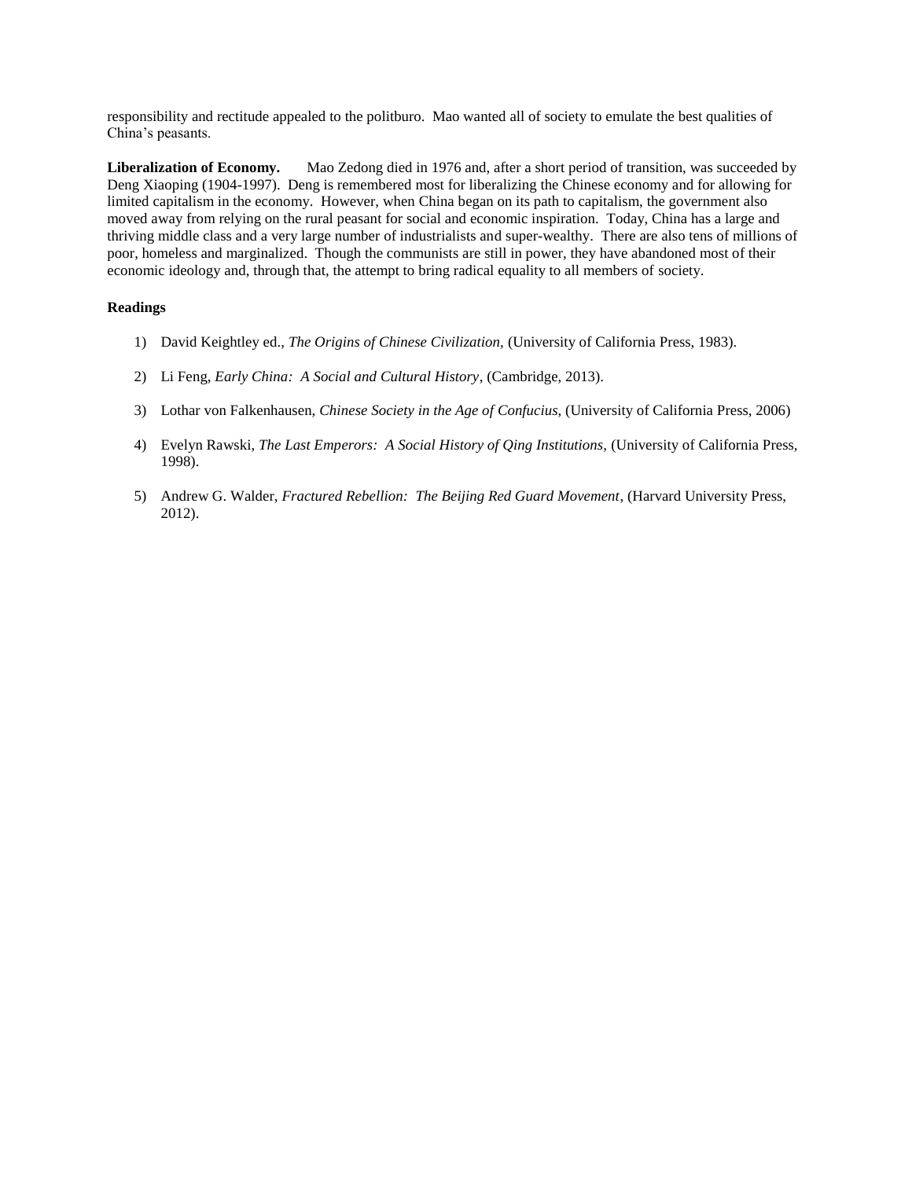responsibility and rectitude appealed to the politburo. Mao wanted all of society to emulate the best qualities of China's peasants.

**Liberalization of Economy.** Mao Zedong died in 1976 and, after a short period of transition, was succeeded by Deng Xiaoping (1904-1997). Deng is remembered most for liberalizing the Chinese economy and for allowing for limited capitalism in the economy. However, when China began on its path to capitalism, the government also moved away from relying on the rural peasant for social and economic inspiration. Today, China has a large and thriving middle class and a very large number of industrialists and super-wealthy. There are also tens of millions of poor, homeless and marginalized. Though the communists are still in power, they have abandoned most of their economic ideology and, through that, the attempt to bring radical equality to all members of society.

**Readings**

1) David Keightley ed., *The Origins of Chinese Civilization*, (University of California Press, 1983).

2) Li Feng, *Early China: A Social and Cultural History*, (Cambridge, 2013).

3) Lothar von Falkenhausen, *Chinese Society in the Age of Confucius*, (University of California Press, 2006)

4) Evelyn Rawski, *The Last Emperors: A Social History of Qing Institutions*, (University of California Press, 1998).

5) Andrew G. Walder, *Fractured Rebellion: The Beijing Red Guard Movement*, (Harvard University Press, 2012).